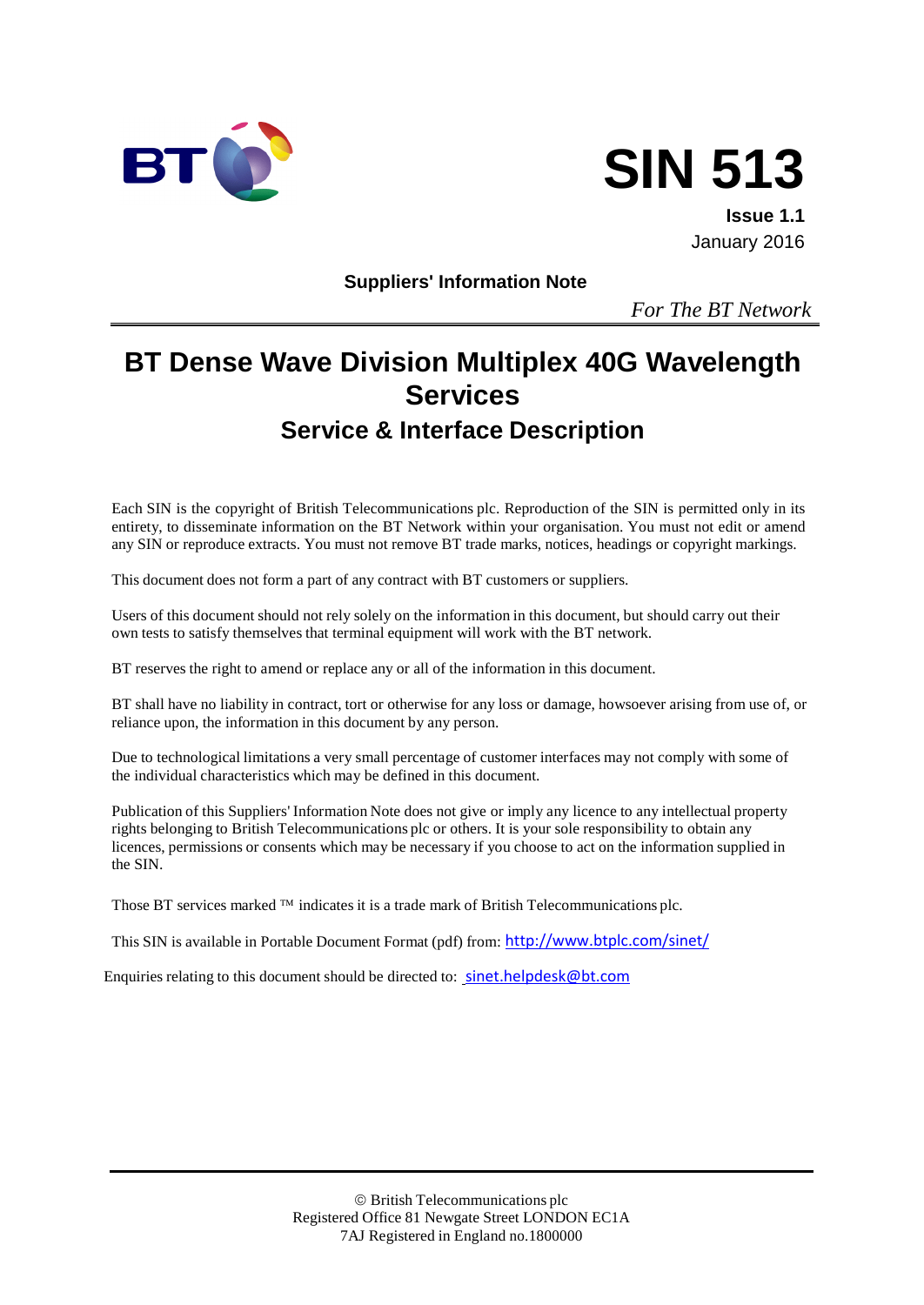BT

# SIN 513

**Issue 1.1**
January 2016

**Suppliers' Information Note**

*For The BT Network*

# BT Dense Wave Division Multiplex 40G Wavelength Services

## Service & Interface Description

Each SIN is the copyright of British Telecommunications plc. Reproduction of the SIN is permitted only in its entirety, to disseminate information on the BT Network within your organisation. You must not edit or amend any SIN or reproduce extracts. You must not remove BT trade marks, notices, headings or copyright markings.

This document does not form a part of any contract with BT customers or suppliers.

Users of this document should not rely solely on the information in this document, but should carry out their own tests to satisfy themselves that terminal equipment will work with the BT network.

BT reserves the right to amend or replace any or all of the information in this document.

BT shall have no liability in contract, tort or otherwise for any loss or damage, howsoever arising from use of, or reliance upon, the information in this document by any person.

Due to technological limitations a very small percentage of customer interfaces may not comply with some of the individual characteristics which may be defined in this document.

Publication of this Suppliers' Information Note does not give or imply any licence to any intellectual property rights belonging to British Telecommunications plc or others. It is your sole responsibility to obtain any licences, permissions or consents which may be necessary if you choose to act on the information supplied in the SIN.

Those BT services marked ™ indicates it is a trade mark of British Telecommunications plc.

This SIN is available in Portable Document Format (pdf) from: http://www.btplc.com/sinet/

Enquiries relating to this document should be directed to: sinet.helpdesk@bt.com

© British Telecommunications plc
Registered Office 81 Newgate Street LONDON EC1A 7AJ Registered in England no.1800000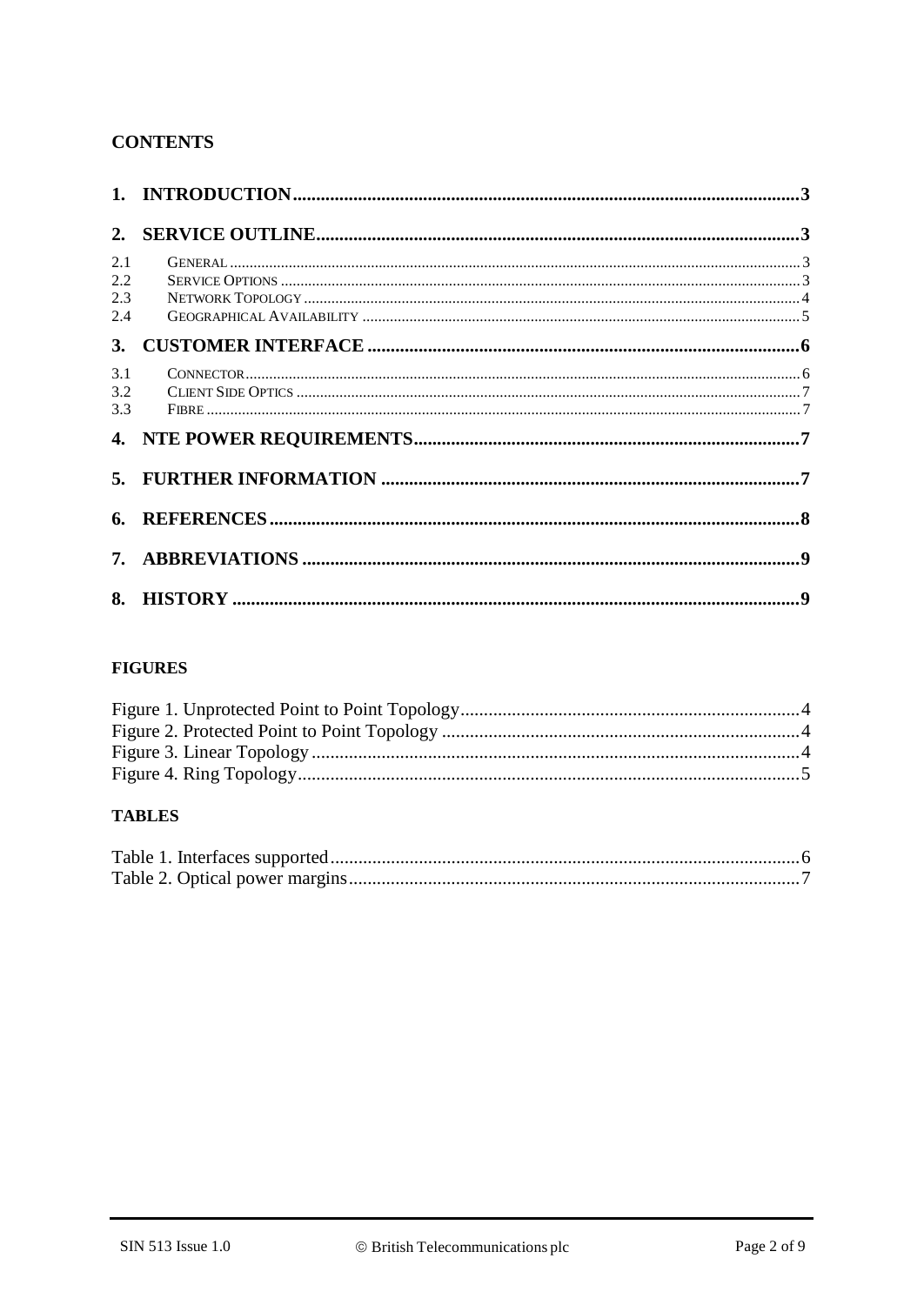## CONTENTS

1. INTRODUCTION ... 3

2. SERVICE OUTLINE ... 3

- 2.1 GENERAL ... 3
- 2.2 SERVICE OPTIONS ... 3
- 2.3 NETWORK TOPOLOGY ... 4
- 2.4 GEOGRAPHICAL AVAILABILITY ... 5

3. CUSTOMER INTERFACE ... 6

- 3.1 CONNECTOR ... 6
- 3.2 CLIENT SIDE OPTICS ... 7
- 3.3 FIBRE ... 7

4. NTE POWER REQUIREMENTS ... 7

5. FURTHER INFORMATION ... 7

6. REFERENCES ... 8

7. ABBREVIATIONS ... 9

8. HISTORY ... 9

## FIGURES

Figure 1. Unprotected Point to Point Topology ... 4
Figure 2. Protected Point to Point Topology ... 4
Figure 3. Linear Topology ... 4
Figure 4. Ring Topology ... 5

## TABLES

Table 1. Interfaces supported ... 6
Table 2. Optical power margins ... 7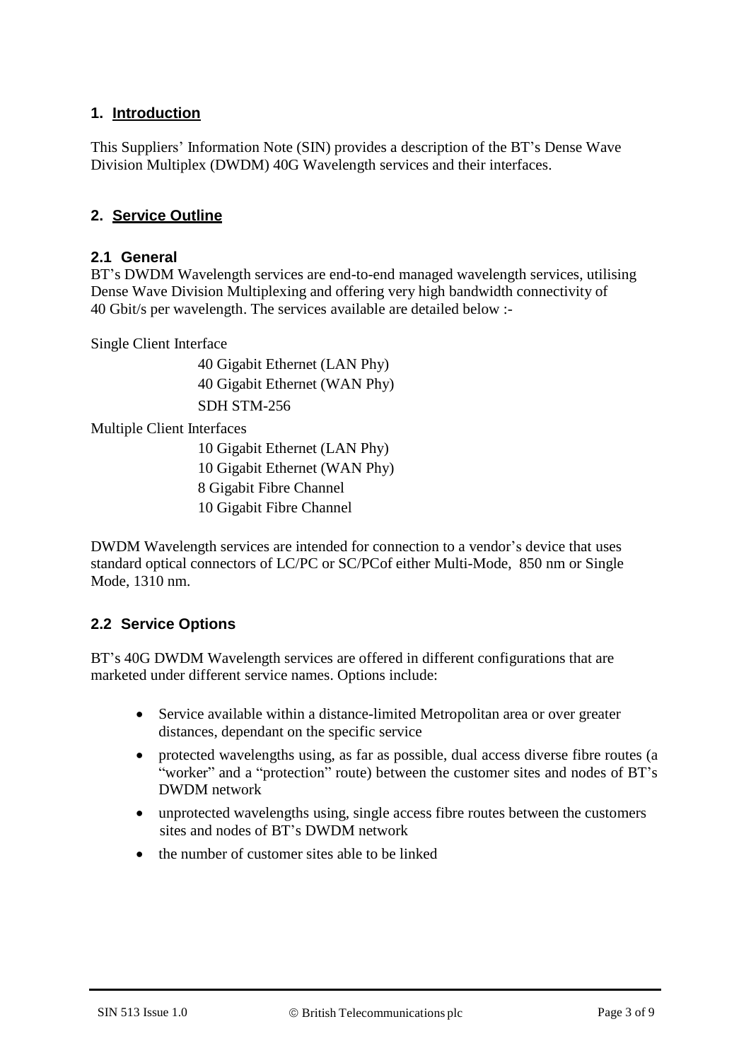## 1. Introduction

This Suppliers' Information Note (SIN) provides a description of the BT's Dense Wave Division Multiplex (DWDM) 40G Wavelength services and their interfaces.

## 2. Service Outline

### 2.1 General

BT's DWDM Wavelength services are end-to-end managed wavelength services, utilising Dense Wave Division Multiplexing and offering very high bandwidth connectivity of 40 Gbit/s per wavelength. The services available are detailed below :-

Single Client Interface

- 40 Gigabit Ethernet (LAN Phy)
- 40 Gigabit Ethernet (WAN Phy)
- SDH STM-256

Multiple Client Interfaces

- 10 Gigabit Ethernet (LAN Phy)
- 10 Gigabit Ethernet (WAN Phy)
- 8 Gigabit Fibre Channel
- 10 Gigabit Fibre Channel

DWDM Wavelength services are intended for connection to a vendor's device that uses standard optical connectors of LC/PC or SC/PCof either Multi-Mode, 850 nm or Single Mode, 1310 nm.

### 2.2 Service Options

BT's 40G DWDM Wavelength services are offered in different configurations that are marketed under different service names. Options include:

- Service available within a distance-limited Metropolitan area or over greater distances, dependant on the specific service
- protected wavelengths using, as far as possible, dual access diverse fibre routes (a "worker" and a "protection" route) between the customer sites and nodes of BT's DWDM network
- unprotected wavelengths using, single access fibre routes between the customers sites and nodes of BT's DWDM network
- the number of customer sites able to be linked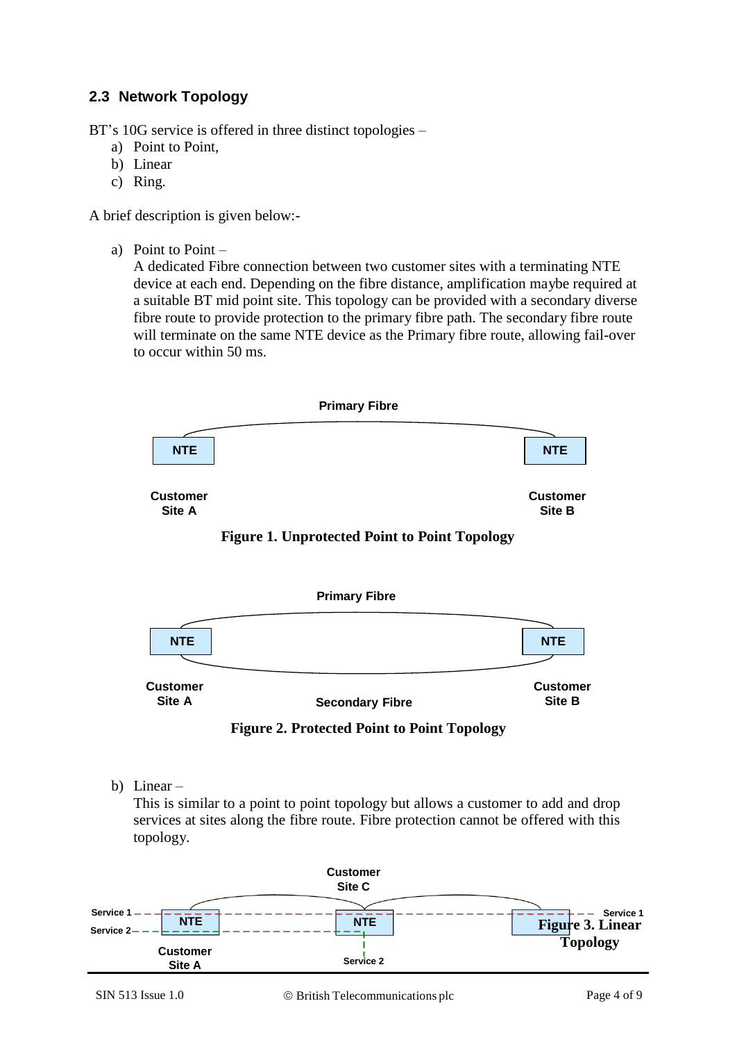### 2.3 Network Topology

BT's 10G service is offered in three distinct topologies –

a) Point to Point,
b) Linear
c) Ring.

A brief description is given below:-

a) Point to Point –
A dedicated Fibre connection between two customer sites with a terminating NTE device at each end. Depending on the fibre distance, amplification maybe required at a suitable BT mid point site. This topology can be provided with a secondary diverse fibre route to provide protection to the primary fibre path. The secondary fibre route will terminate on the same NTE device as the Primary fibre route, allowing fail-over to occur within 50 ms.

Primary Fibre

NTE — Customer Site A

NTE — Customer Site B

**Figure 1. Unprotected Point to Point Topology**

Primary Fibre

NTE — Customer Site A

NTE — Customer Site B

Secondary Fibre

**Figure 2. Protected Point to Point Topology**

b) Linear –
This is similar to a point to point topology but allows a customer to add and drop services at sites along the fibre route. Fibre protection cannot be offered with this topology.

Customer Site C

Service 1 / Service 2 — NTE — Customer Site A

NTE — Service 2

NTE — Service 1

**Figure 3. Linear Topology**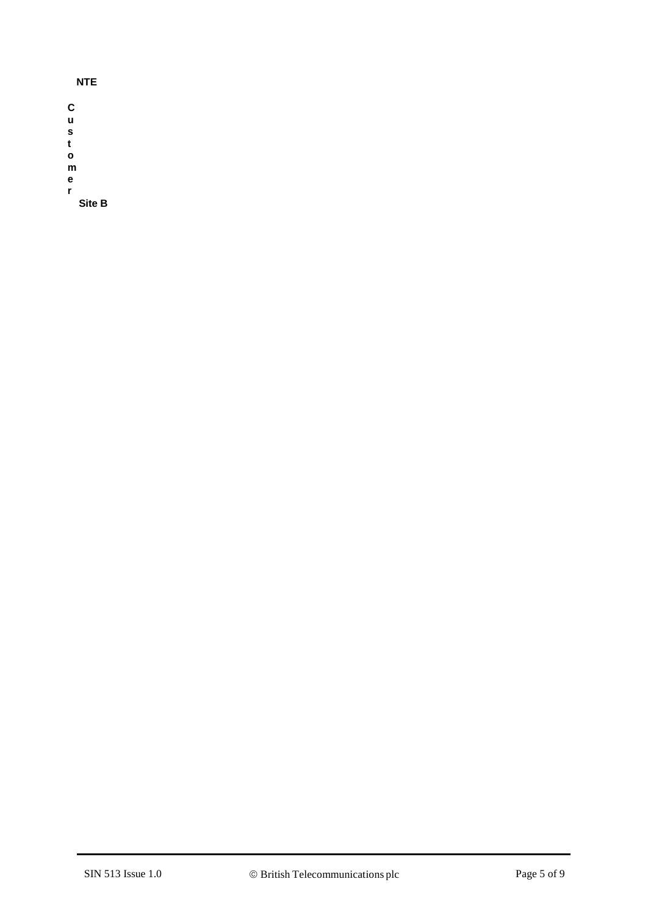NTE

C
u
s
t
o
m
e
r

Site B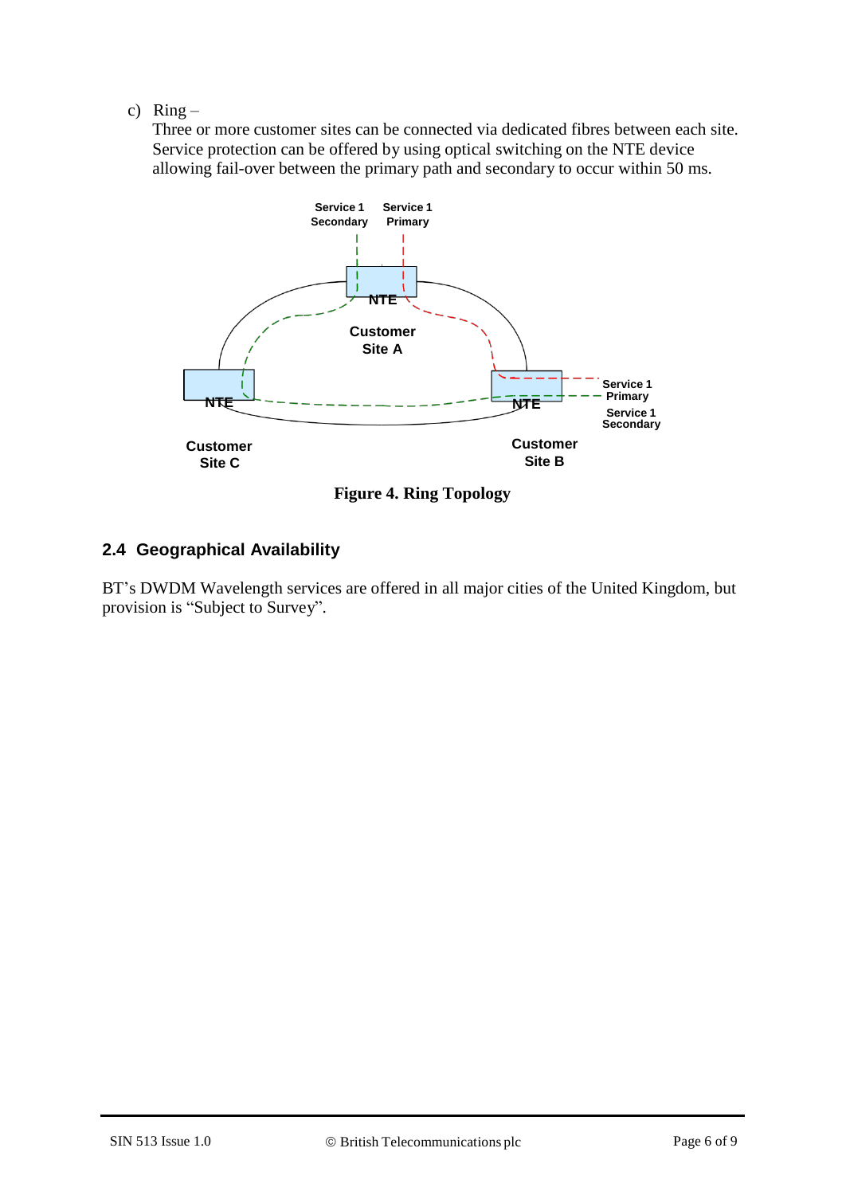c) Ring –
   Three or more customer sites can be connected via dedicated fibres between each site. Service protection can be offered by using optical switching on the NTE device allowing fail-over between the primary path and secondary to occur within 50 ms.

**Figure 4. Ring Topology**

## 2.4 Geographical Availability

BT's DWDM Wavelength services are offered in all major cities of the United Kingdom, but provision is "Subject to Survey".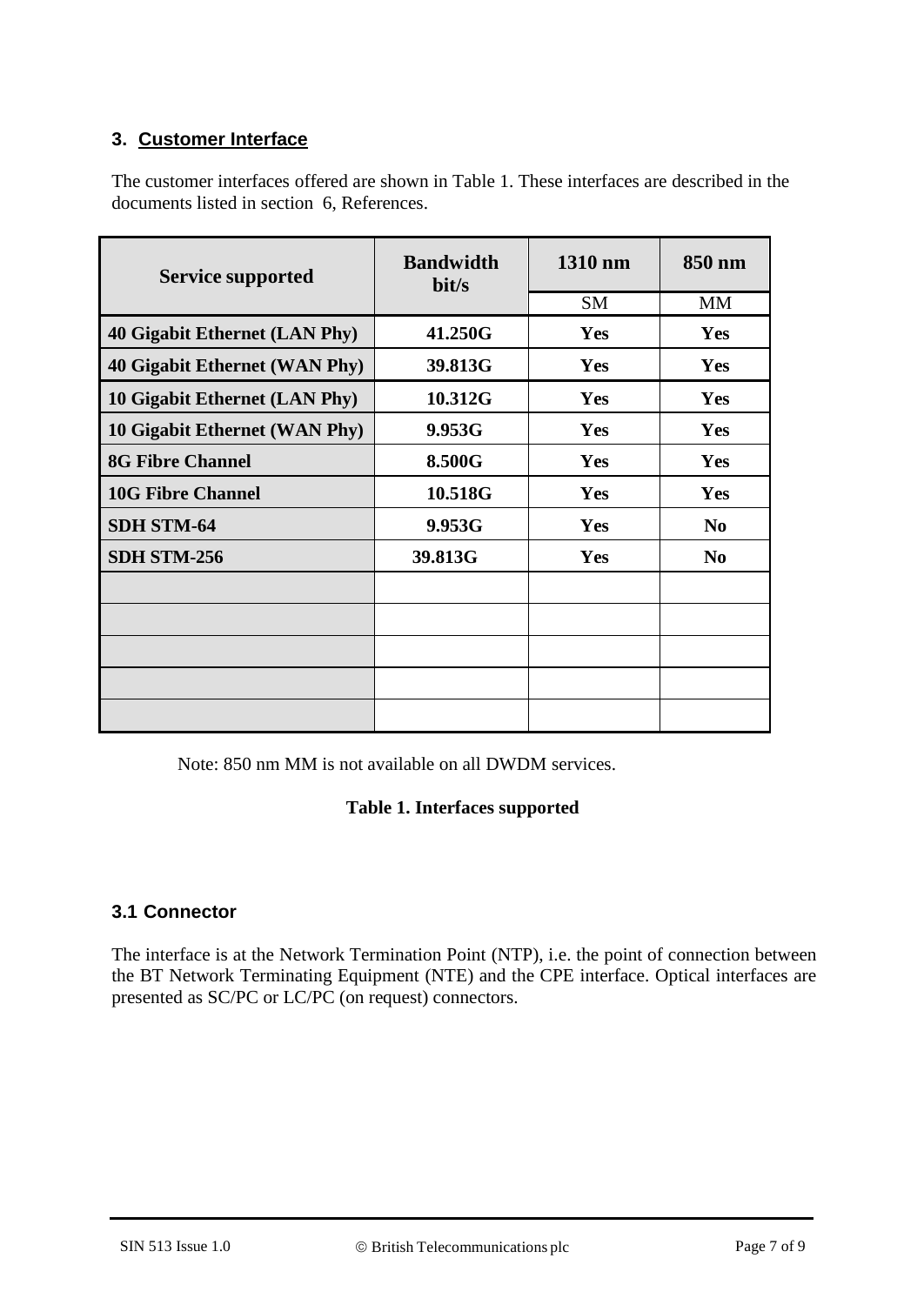## 3. Customer Interface

The customer interfaces offered are shown in Table 1. These interfaces are described in the documents listed in section 6, References.

| Service supported | Bandwidth bit/s | 1310 nm | 850 nm |
|---|---|---|---|
| | | SM | MM |
| **40 Gigabit Ethernet (LAN Phy)** | **41.250G** | **Yes** | **Yes** |
| **40 Gigabit Ethernet (WAN Phy)** | **39.813G** | **Yes** | **Yes** |
| **10 Gigabit Ethernet (LAN Phy)** | **10.312G** | **Yes** | **Yes** |
| **10 Gigabit Ethernet (WAN Phy)** | **9.953G** | **Yes** | **Yes** |
| **8G Fibre Channel** | **8.500G** | **Yes** | **Yes** |
| **10G Fibre Channel** | **10.518G** | **Yes** | **Yes** |
| **SDH STM-64** | **9.953G** | **Yes** | **No** |
| **SDH STM-256** | **39.813G** | **Yes** | **No** |
| | | | |
| | | | |
| | | | |
| | | | |
| | | | |

Note: 850 nm MM is not available on all DWDM services.

**Table 1. Interfaces supported**

### 3.1 Connector

The interface is at the Network Termination Point (NTP), i.e. the point of connection between the BT Network Terminating Equipment (NTE) and the CPE interface. Optical interfaces are presented as SC/PC or LC/PC (on request) connectors.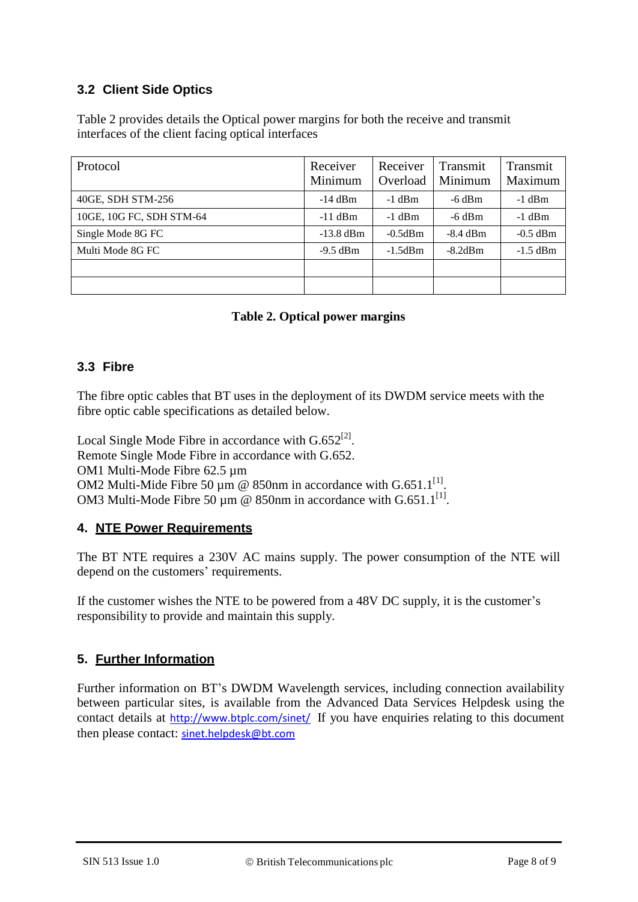### 3.2 Client Side Optics

Table 2 provides details the Optical power margins for both the receive and transmit interfaces of the client facing optical interfaces

| Protocol | Receiver Minimum | Receiver Overload | Transmit Minimum | Transmit Maximum |
|---|---|---|---|---|
| 40GE, SDH STM-256 | -14 dBm | -1 dBm | -6 dBm | -1 dBm |
| 10GE, 10G FC, SDH STM-64 | -11 dBm | -1 dBm | -6 dBm | -1 dBm |
| Single Mode 8G FC | -13.8 dBm | -0.5dBm | -8.4 dBm | -0.5 dBm |
| Multi Mode 8G FC | -9.5 dBm | -1.5dBm | -8.2dBm | -1.5 dBm |
| | | | | |
| | | | | |

**Table 2. Optical power margins**

### 3.3 Fibre

The fibre optic cables that BT uses in the deployment of its DWDM service meets with the fibre optic cable specifications as detailed below.

Local Single Mode Fibre in accordance with G.652[2].
Remote Single Mode Fibre in accordance with G.652.
OM1 Multi-Mode Fibre 62.5 µm
OM2 Multi-Mide Fibre 50 µm @ 850nm in accordance with G.651.1[1].
OM3 Multi-Mode Fibre 50 µm @ 850nm in accordance with G.651.1[1].

## 4. NTE Power Requirements

The BT NTE requires a 230V AC mains supply. The power consumption of the NTE will depend on the customers' requirements.

If the customer wishes the NTE to be powered from a 48V DC supply, it is the customer's responsibility to provide and maintain this supply.

## 5. Further Information

Further information on BT's DWDM Wavelength services, including connection availability between particular sites, is available from the Advanced Data Services Helpdesk using the contact details at http://www.btplc.com/sinet/ If you have enquiries relating to this document then please contact: sinet.helpdesk@bt.com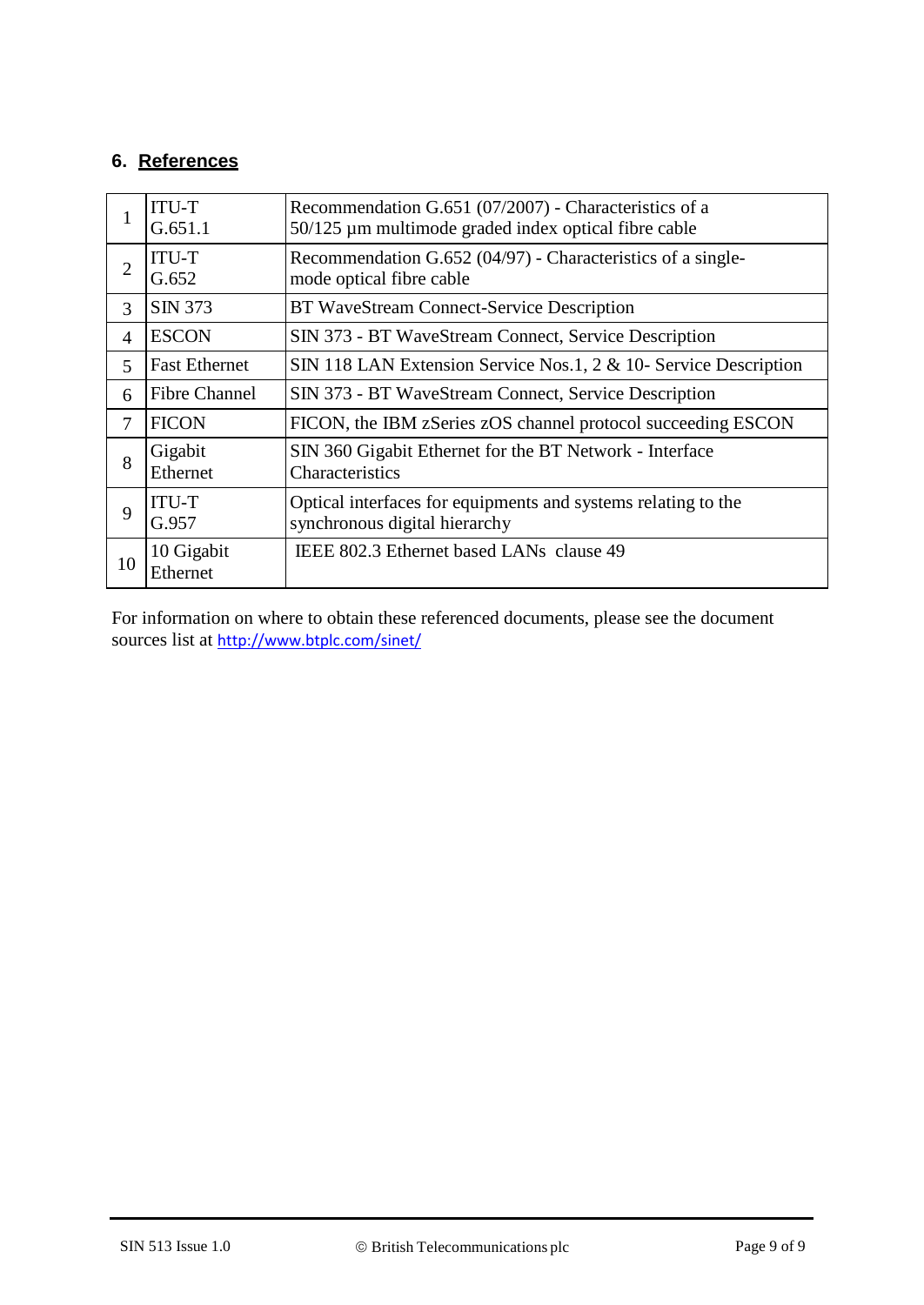## 6. References

| | | |
|---|---|---|
| 1 | ITU-T G.651.1 | Recommendation G.651 (07/2007) - Characteristics of a 50/125 µm multimode graded index optical fibre cable |
| 2 | ITU-T G.652 | Recommendation G.652 (04/97) - Characteristics of a single-mode optical fibre cable |
| 3 | SIN 373 | BT WaveStream Connect-Service Description |
| 4 | ESCON | SIN 373 - BT WaveStream Connect, Service Description |
| 5 | Fast Ethernet | SIN 118 LAN Extension Service Nos.1, 2 & 10- Service Description |
| 6 | Fibre Channel | SIN 373 - BT WaveStream Connect, Service Description |
| 7 | FICON | FICON, the IBM zSeries zOS channel protocol succeeding ESCON |
| 8 | Gigabit Ethernet | SIN 360 Gigabit Ethernet for the BT Network - Interface Characteristics |
| 9 | ITU-T G.957 | Optical interfaces for equipments and systems relating to the synchronous digital hierarchy |
| 10 | 10 Gigabit Ethernet | IEEE 802.3 Ethernet based LANs clause 49 |

For information on where to obtain these referenced documents, please see the document sources list at http://www.btplc.com/sinet/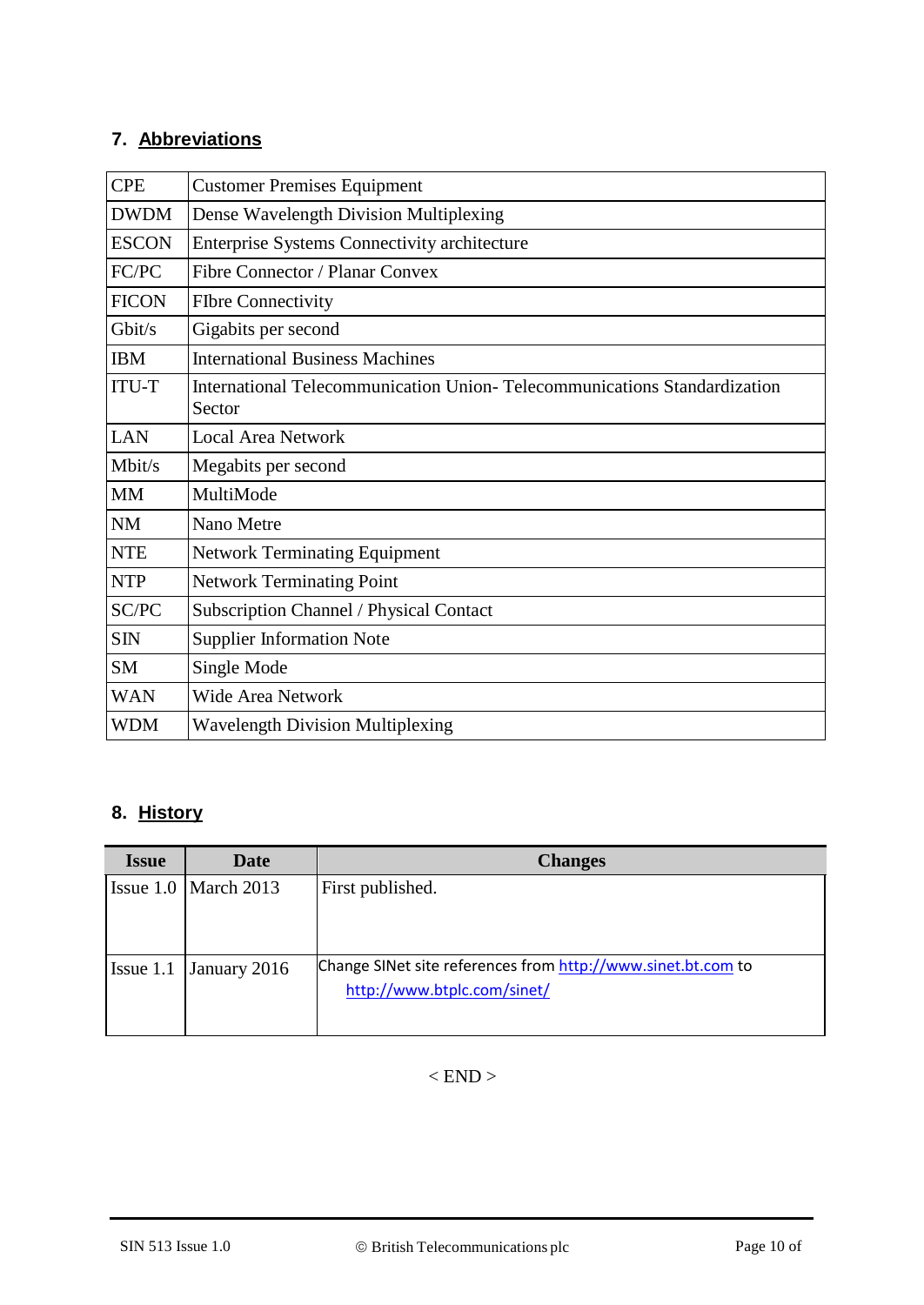## 7. Abbreviations

| | |
|---|---|
| CPE | Customer Premises Equipment |
| DWDM | Dense Wavelength Division Multiplexing |
| ESCON | Enterprise Systems Connectivity architecture |
| FC/PC | Fibre Connector / Planar Convex |
| FICON | FIbre Connectivity |
| Gbit/s | Gigabits per second |
| IBM | International Business Machines |
| ITU-T | International Telecommunication Union- Telecommunications Standardization Sector |
| LAN | Local Area Network |
| Mbit/s | Megabits per second |
| MM | MultiMode |
| NM | Nano Metre |
| NTE | Network Terminating Equipment |
| NTP | Network Terminating Point |
| SC/PC | Subscription Channel / Physical Contact |
| SIN | Supplier Information Note |
| SM | Single Mode |
| WAN | Wide Area Network |
| WDM | Wavelength Division Multiplexing |

## 8. History

| Issue | Date | Changes |
|---|---|---|
| Issue 1.0 | March 2013 | First published. |
| Issue 1.1 | January 2016 | Change SINet site references from http://www.sinet.bt.com to http://www.btplc.com/sinet/ |

< END >